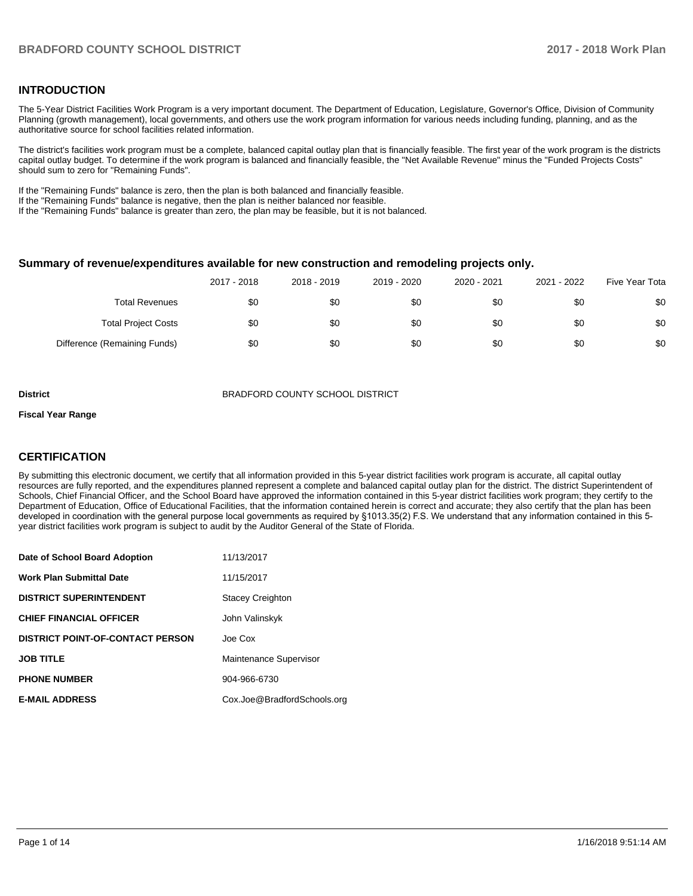## INTRODUCTION

The 5-Year District Facilities Work Program is a very important document. The Department of Education, Legislature, Governor's Office, Division of Community Planning (growth management), local governments, and others use the work program information for various needs including funding, planning, and as the authoritative source for school facilities related information.

The district's facilities work program must be a complete, balanced capital outlay plan that is financially feasible. The first year of the work program is the districts capital outlay budget. To determine if the work program is balanced and financially feasible, the "Net Available Revenue" minus the "Funded Projects Costs" should sum to zero for "Remaining Funds".

If the "Remaining Funds" balance is zero, then the plan is both balanced and financially feasible.
If the "Remaining Funds" balance is negative, then the plan is neither balanced nor feasible.
If the "Remaining Funds" balance is greater than zero, the plan may be feasible, but it is not balanced.

### Summary of revenue/expenditures available for new construction and remodeling projects only.

| | 2017 - 2018 | 2018 - 2019 | 2019 - 2020 | 2020 - 2021 | 2021 - 2022 | Five Year Tota |
|---|---|---|---|---|---|---|
| Total Revenues | $0 | $0 | $0 | $0 | $0 | $0 |
| Total Project Costs | $0 | $0 | $0 | $0 | $0 | $0 |
| Difference (Remaining Funds) | $0 | $0 | $0 | $0 | $0 | $0 |

**District** BRADFORD COUNTY SCHOOL DISTRICT

**Fiscal Year Range**

## CERTIFICATION

By submitting this electronic document, we certify that all information provided in this 5-year district facilities work program is accurate, all capital outlay resources are fully reported, and the expenditures planned represent a complete and balanced capital outlay plan for the district. The district Superintendent of Schools, Chief Financial Officer, and the School Board have approved the information contained in this 5-year district facilities work program; they certify to the Department of Education, Office of Educational Facilities, that the information contained herein is correct and accurate; they also certify that the plan has been developed in coordination with the general purpose local governments as required by §1013.35(2) F.S. We understand that any information contained in this 5-year district facilities work program is subject to audit by the Auditor General of the State of Florida.

| | |
|---|---|
| **Date of School Board Adoption** | 11/13/2017 |
| **Work Plan Submittal Date** | 11/15/2017 |
| **DISTRICT SUPERINTENDENT** | Stacey Creighton |
| **CHIEF FINANCIAL OFFICER** | John Valinskyk |
| **DISTRICT POINT-OF-CONTACT PERSON** | Joe Cox |
| **JOB TITLE** | Maintenance Supervisor |
| **PHONE NUMBER** | 904-966-6730 |
| **E-MAIL ADDRESS** | Cox.Joe@BradfordSchools.org |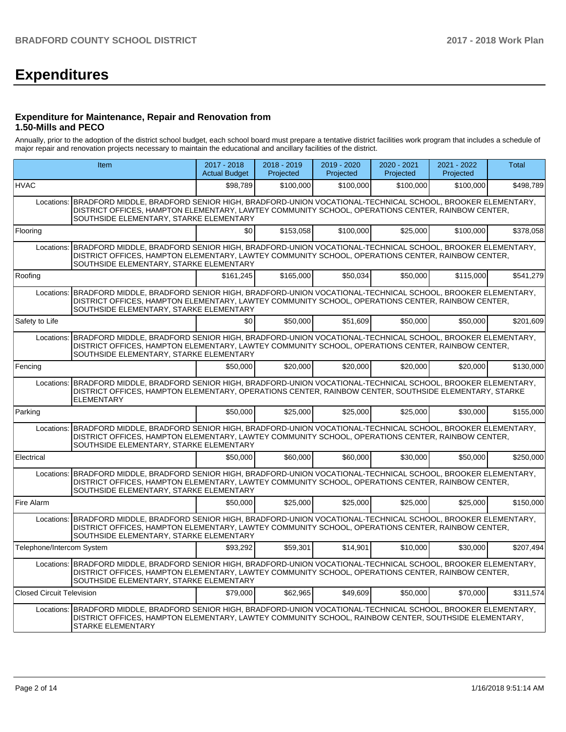# Expenditures

### Expenditure for Maintenance, Repair and Renovation from 1.50-Mills and PECO

Annually, prior to the adoption of the district school budget, each school board must prepare a tentative district facilities work program that includes a schedule of major repair and renovation projects necessary to maintain the educational and ancillary facilities of the district.

| Item | | 2017 - 2018 Actual Budget | 2018 - 2019 Projected | 2019 - 2020 Projected | 2020 - 2021 Projected | 2021 - 2022 Projected | Total |
|---|---|---|---|---|---|---|---|
| HVAC | | $98,789 | $100,000 | $100,000 | $100,000 | $100,000 | $498,789 |
| Locations: | BRADFORD MIDDLE, BRADFORD SENIOR HIGH, BRADFORD-UNION VOCATIONAL-TECHNICAL SCHOOL, BROOKER ELEMENTARY, DISTRICT OFFICES, HAMPTON ELEMENTARY, LAWTEY COMMUNITY SCHOOL, OPERATIONS CENTER, RAINBOW CENTER, SOUTHSIDE ELEMENTARY, STARKE ELEMENTARY | | | | | | |
| Flooring | | $0 | $153,058 | $100,000 | $25,000 | $100,000 | $378,058 |
| Locations: | BRADFORD MIDDLE, BRADFORD SENIOR HIGH, BRADFORD-UNION VOCATIONAL-TECHNICAL SCHOOL, BROOKER ELEMENTARY, DISTRICT OFFICES, HAMPTON ELEMENTARY, LAWTEY COMMUNITY SCHOOL, OPERATIONS CENTER, RAINBOW CENTER, SOUTHSIDE ELEMENTARY, STARKE ELEMENTARY | | | | | | |
| Roofing | | $161,245 | $165,000 | $50,034 | $50,000 | $115,000 | $541,279 |
| Locations: | BRADFORD MIDDLE, BRADFORD SENIOR HIGH, BRADFORD-UNION VOCATIONAL-TECHNICAL SCHOOL, BROOKER ELEMENTARY, DISTRICT OFFICES, HAMPTON ELEMENTARY, LAWTEY COMMUNITY SCHOOL, OPERATIONS CENTER, RAINBOW CENTER, SOUTHSIDE ELEMENTARY, STARKE ELEMENTARY | | | | | | |
| Safety to Life | | $0 | $50,000 | $51,609 | $50,000 | $50,000 | $201,609 |
| Locations: | BRADFORD MIDDLE, BRADFORD SENIOR HIGH, BRADFORD-UNION VOCATIONAL-TECHNICAL SCHOOL, BROOKER ELEMENTARY, DISTRICT OFFICES, HAMPTON ELEMENTARY, LAWTEY COMMUNITY SCHOOL, OPERATIONS CENTER, RAINBOW CENTER, SOUTHSIDE ELEMENTARY, STARKE ELEMENTARY | | | | | | |
| Fencing | | $50,000 | $20,000 | $20,000 | $20,000 | $20,000 | $130,000 |
| Locations: | BRADFORD MIDDLE, BRADFORD SENIOR HIGH, BRADFORD-UNION VOCATIONAL-TECHNICAL SCHOOL, BROOKER ELEMENTARY, DISTRICT OFFICES, HAMPTON ELEMENTARY, OPERATIONS CENTER, RAINBOW CENTER, SOUTHSIDE ELEMENTARY, STARKE ELEMENTARY | | | | | | |
| Parking | | $50,000 | $25,000 | $25,000 | $25,000 | $30,000 | $155,000 |
| Locations: | BRADFORD MIDDLE, BRADFORD SENIOR HIGH, BRADFORD-UNION VOCATIONAL-TECHNICAL SCHOOL, BROOKER ELEMENTARY, DISTRICT OFFICES, HAMPTON ELEMENTARY, LAWTEY COMMUNITY SCHOOL, OPERATIONS CENTER, RAINBOW CENTER, SOUTHSIDE ELEMENTARY, STARKE ELEMENTARY | | | | | | |
| Electrical | | $50,000 | $60,000 | $60,000 | $30,000 | $50,000 | $250,000 |
| Locations: | BRADFORD MIDDLE, BRADFORD SENIOR HIGH, BRADFORD-UNION VOCATIONAL-TECHNICAL SCHOOL, BROOKER ELEMENTARY, DISTRICT OFFICES, HAMPTON ELEMENTARY, LAWTEY COMMUNITY SCHOOL, OPERATIONS CENTER, RAINBOW CENTER, SOUTHSIDE ELEMENTARY, STARKE ELEMENTARY | | | | | | |
| Fire Alarm | | $50,000 | $25,000 | $25,000 | $25,000 | $25,000 | $150,000 |
| Locations: | BRADFORD MIDDLE, BRADFORD SENIOR HIGH, BRADFORD-UNION VOCATIONAL-TECHNICAL SCHOOL, BROOKER ELEMENTARY, DISTRICT OFFICES, HAMPTON ELEMENTARY, LAWTEY COMMUNITY SCHOOL, OPERATIONS CENTER, RAINBOW CENTER, SOUTHSIDE ELEMENTARY, STARKE ELEMENTARY | | | | | | |
| Telephone/Intercom System | | $93,292 | $59,301 | $14,901 | $10,000 | $30,000 | $207,494 |
| Locations: | BRADFORD MIDDLE, BRADFORD SENIOR HIGH, BRADFORD-UNION VOCATIONAL-TECHNICAL SCHOOL, BROOKER ELEMENTARY, DISTRICT OFFICES, HAMPTON ELEMENTARY, LAWTEY COMMUNITY SCHOOL, OPERATIONS CENTER, RAINBOW CENTER, SOUTHSIDE ELEMENTARY, STARKE ELEMENTARY | | | | | | |
| Closed Circuit Television | | $79,000 | $62,965 | $49,609 | $50,000 | $70,000 | $311,574 |
| Locations: | BRADFORD MIDDLE, BRADFORD SENIOR HIGH, BRADFORD-UNION VOCATIONAL-TECHNICAL SCHOOL, BROOKER ELEMENTARY, DISTRICT OFFICES, HAMPTON ELEMENTARY, LAWTEY COMMUNITY SCHOOL, RAINBOW CENTER, SOUTHSIDE ELEMENTARY, STARKE ELEMENTARY | | | | | | |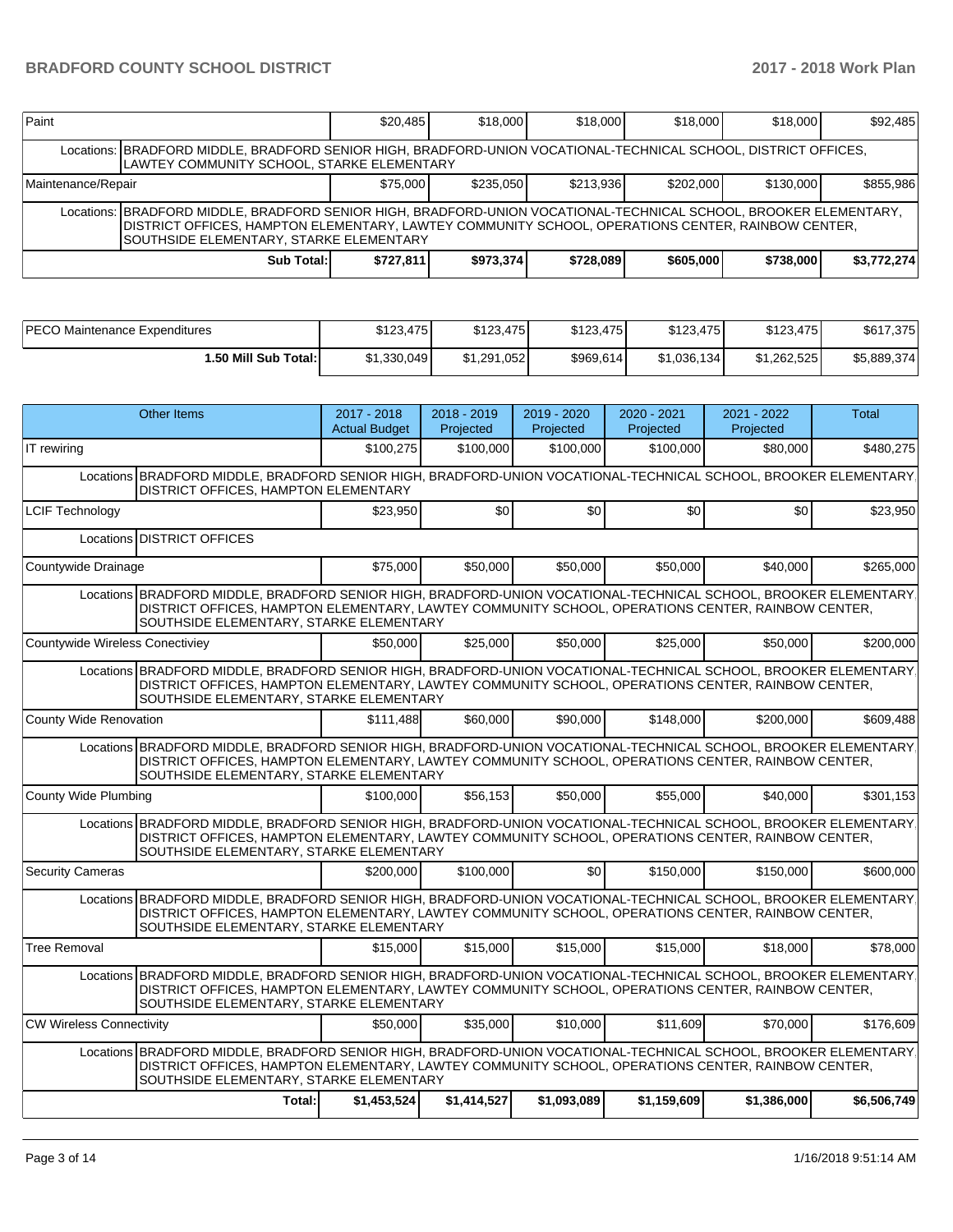| | | | | | | |
|---|---|---|---|---|---|---|
| Paint | | $20,485 | $18,000 | $18,000 | $18,000 | $18,000 | $92,485 |
| Locations: BRADFORD MIDDLE, BRADFORD SENIOR HIGH, BRADFORD-UNION VOCATIONAL-TECHNICAL SCHOOL, DISTRICT OFFICES, LAWTEY COMMUNITY SCHOOL, STARKE ELEMENTARY | | | | | | |
| Maintenance/Repair | $75,000 | $235,050 | $213,936 | $202,000 | $130,000 | $855,986 |
| Locations: BRADFORD MIDDLE, BRADFORD SENIOR HIGH, BRADFORD-UNION VOCATIONAL-TECHNICAL SCHOOL, BROOKER ELEMENTARY, DISTRICT OFFICES, HAMPTON ELEMENTARY, LAWTEY COMMUNITY SCHOOL, OPERATIONS CENTER, RAINBOW CENTER, SOUTHSIDE ELEMENTARY, STARKE ELEMENTARY | | | | | | |
| **Sub Total:** | **$727,811** | **$973,374** | **$728,089** | **$605,000** | **$738,000** | **$3,772,274** |

| | | | | | | |
|---|---|---|---|---|---|---|
| PECO Maintenance Expenditures | $123,475 | $123,475 | $123,475 | $123,475 | $123,475 | $617,375 |
| **1.50 Mill Sub Total:** | $1,330,049 | $1,291,052 | $969,614 | $1,036,134 | $1,262,525 | $5,889,374 |

| Other Items | 2017 - 2018 Actual Budget | 2018 - 2019 Projected | 2019 - 2020 Projected | 2020 - 2021 Projected | 2021 - 2022 Projected | Total |
|---|---|---|---|---|---|---|
| IT rewiring | $100,275 | $100,000 | $100,000 | $100,000 | $80,000 | $480,275 |
| Locations BRADFORD MIDDLE, BRADFORD SENIOR HIGH, BRADFORD-UNION VOCATIONAL-TECHNICAL SCHOOL, BROOKER ELEMENTARY, DISTRICT OFFICES, HAMPTON ELEMENTARY | | | | | | |
| LCIF Technology | $23,950 | $0 | $0 | $0 | $0 | $23,950 |
| Locations DISTRICT OFFICES | | | | | | |
| Countywide Drainage | $75,000 | $50,000 | $50,000 | $50,000 | $40,000 | $265,000 |
| Locations BRADFORD MIDDLE, BRADFORD SENIOR HIGH, BRADFORD-UNION VOCATIONAL-TECHNICAL SCHOOL, BROOKER ELEMENTARY, DISTRICT OFFICES, HAMPTON ELEMENTARY, LAWTEY COMMUNITY SCHOOL, OPERATIONS CENTER, RAINBOW CENTER, SOUTHSIDE ELEMENTARY, STARKE ELEMENTARY | | | | | | |
| Countywide Wireless Conectiviey | $50,000 | $25,000 | $50,000 | $25,000 | $50,000 | $200,000 |
| Locations BRADFORD MIDDLE, BRADFORD SENIOR HIGH, BRADFORD-UNION VOCATIONAL-TECHNICAL SCHOOL, BROOKER ELEMENTARY, DISTRICT OFFICES, HAMPTON ELEMENTARY, LAWTEY COMMUNITY SCHOOL, OPERATIONS CENTER, RAINBOW CENTER, SOUTHSIDE ELEMENTARY, STARKE ELEMENTARY | | | | | | |
| County Wide Renovation | $111,488 | $60,000 | $90,000 | $148,000 | $200,000 | $609,488 |
| Locations BRADFORD MIDDLE, BRADFORD SENIOR HIGH, BRADFORD-UNION VOCATIONAL-TECHNICAL SCHOOL, BROOKER ELEMENTARY, DISTRICT OFFICES, HAMPTON ELEMENTARY, LAWTEY COMMUNITY SCHOOL, OPERATIONS CENTER, RAINBOW CENTER, SOUTHSIDE ELEMENTARY, STARKE ELEMENTARY | | | | | | |
| County Wide Plumbing | $100,000 | $56,153 | $50,000 | $55,000 | $40,000 | $301,153 |
| Locations BRADFORD MIDDLE, BRADFORD SENIOR HIGH, BRADFORD-UNION VOCATIONAL-TECHNICAL SCHOOL, BROOKER ELEMENTARY, DISTRICT OFFICES, HAMPTON ELEMENTARY, LAWTEY COMMUNITY SCHOOL, OPERATIONS CENTER, RAINBOW CENTER, SOUTHSIDE ELEMENTARY, STARKE ELEMENTARY | | | | | | |
| Security Cameras | $200,000 | $100,000 | $0 | $150,000 | $150,000 | $600,000 |
| Locations BRADFORD MIDDLE, BRADFORD SENIOR HIGH, BRADFORD-UNION VOCATIONAL-TECHNICAL SCHOOL, BROOKER ELEMENTARY, DISTRICT OFFICES, HAMPTON ELEMENTARY, LAWTEY COMMUNITY SCHOOL, OPERATIONS CENTER, RAINBOW CENTER, SOUTHSIDE ELEMENTARY, STARKE ELEMENTARY | | | | | | |
| Tree Removal | $15,000 | $15,000 | $15,000 | $15,000 | $18,000 | $78,000 |
| Locations BRADFORD MIDDLE, BRADFORD SENIOR HIGH, BRADFORD-UNION VOCATIONAL-TECHNICAL SCHOOL, BROOKER ELEMENTARY, DISTRICT OFFICES, HAMPTON ELEMENTARY, LAWTEY COMMUNITY SCHOOL, OPERATIONS CENTER, RAINBOW CENTER, SOUTHSIDE ELEMENTARY, STARKE ELEMENTARY | | | | | | |
| CW Wireless Connectivity | $50,000 | $35,000 | $10,000 | $11,609 | $70,000 | $176,609 |
| Locations BRADFORD MIDDLE, BRADFORD SENIOR HIGH, BRADFORD-UNION VOCATIONAL-TECHNICAL SCHOOL, BROOKER ELEMENTARY, DISTRICT OFFICES, HAMPTON ELEMENTARY, LAWTEY COMMUNITY SCHOOL, OPERATIONS CENTER, RAINBOW CENTER, SOUTHSIDE ELEMENTARY, STARKE ELEMENTARY | | | | | | |
| **Total:** | **$1,453,524** | **$1,414,527** | **$1,093,089** | **$1,159,609** | **$1,386,000** | **$6,506,749** |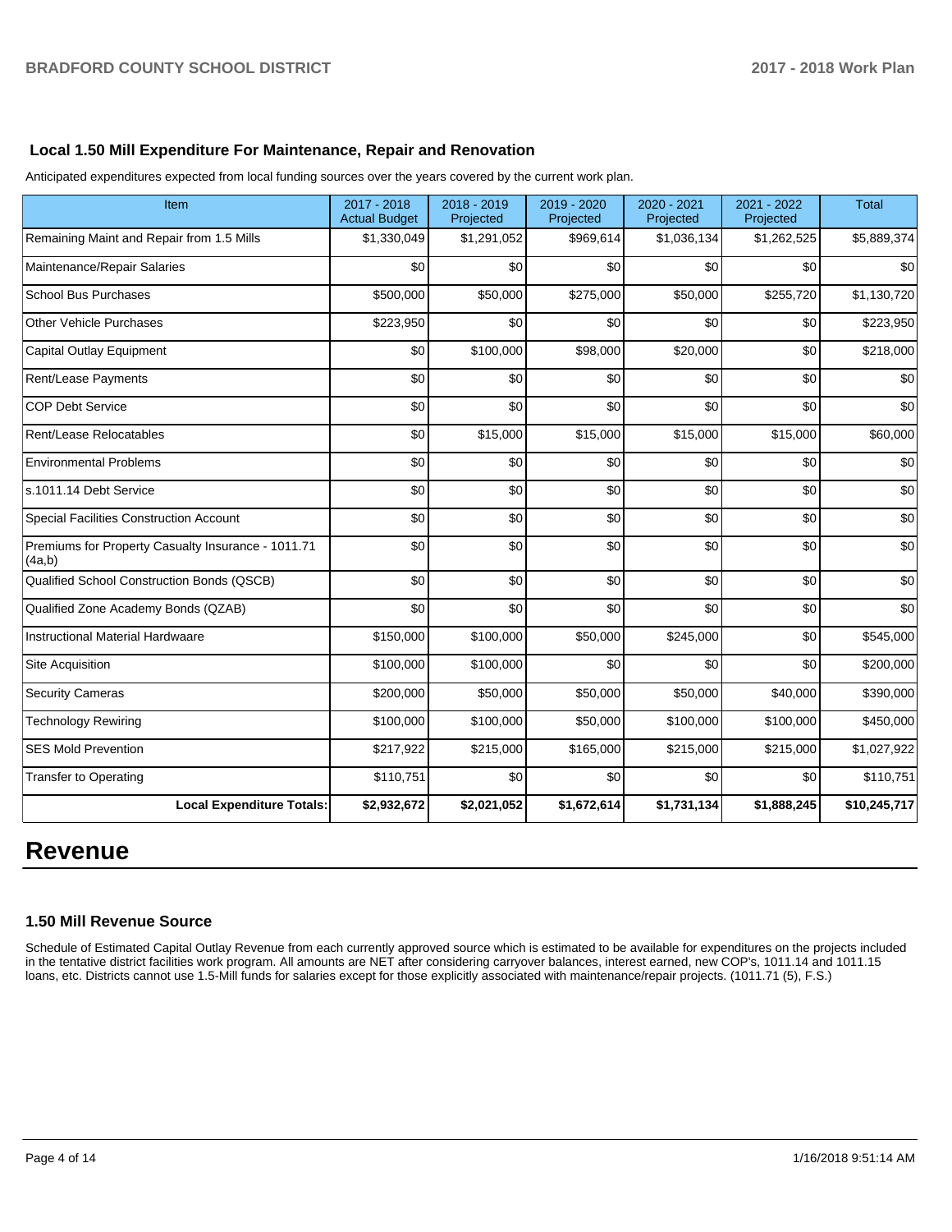### Local 1.50 Mill Expenditure For Maintenance, Repair and Renovation

Anticipated expenditures expected from local funding sources over the years covered by the current work plan.

| Item | 2017 - 2018 Actual Budget | 2018 - 2019 Projected | 2019 - 2020 Projected | 2020 - 2021 Projected | 2021 - 2022 Projected | Total |
|---|---|---|---|---|---|---|
| Remaining Maint and Repair from 1.5 Mills | $1,330,049 | $1,291,052 | $969,614 | $1,036,134 | $1,262,525 | $5,889,374 |
| Maintenance/Repair Salaries | $0 | $0 | $0 | $0 | $0 | $0 |
| School Bus Purchases | $500,000 | $50,000 | $275,000 | $50,000 | $255,720 | $1,130,720 |
| Other Vehicle Purchases | $223,950 | $0 | $0 | $0 | $0 | $223,950 |
| Capital Outlay Equipment | $0 | $100,000 | $98,000 | $20,000 | $0 | $218,000 |
| Rent/Lease Payments | $0 | $0 | $0 | $0 | $0 | $0 |
| COP Debt Service | $0 | $0 | $0 | $0 | $0 | $0 |
| Rent/Lease Relocatables | $0 | $15,000 | $15,000 | $15,000 | $15,000 | $60,000 |
| Environmental Problems | $0 | $0 | $0 | $0 | $0 | $0 |
| s.1011.14 Debt Service | $0 | $0 | $0 | $0 | $0 | $0 |
| Special Facilities Construction Account | $0 | $0 | $0 | $0 | $0 | $0 |
| Premiums for Property Casualty Insurance - 1011.71 (4a,b) | $0 | $0 | $0 | $0 | $0 | $0 |
| Qualified School Construction Bonds (QSCB) | $0 | $0 | $0 | $0 | $0 | $0 |
| Qualified Zone Academy Bonds (QZAB) | $0 | $0 | $0 | $0 | $0 | $0 |
| Instructional Material Hardwaare | $150,000 | $100,000 | $50,000 | $245,000 | $0 | $545,000 |
| Site Acquisition | $100,000 | $100,000 | $0 | $0 | $0 | $200,000 |
| Security Cameras | $200,000 | $50,000 | $50,000 | $50,000 | $40,000 | $390,000 |
| Technology Rewiring | $100,000 | $100,000 | $50,000 | $100,000 | $100,000 | $450,000 |
| SES Mold Prevention | $217,922 | $215,000 | $165,000 | $215,000 | $215,000 | $1,027,922 |
| Transfer to Operating | $110,751 | $0 | $0 | $0 | $0 | $110,751 |
| **Local Expenditure Totals:** | **$2,932,672** | **$2,021,052** | **$1,672,614** | **$1,731,134** | **$1,888,245** | **$10,245,717** |

# Revenue

### 1.50 Mill Revenue Source

Schedule of Estimated Capital Outlay Revenue from each currently approved source which is estimated to be available for expenditures on the projects included in the tentative district facilities work program. All amounts are NET after considering carryover balances, interest earned, new COP's, 1011.14 and 1011.15 loans, etc. Districts cannot use 1.5-Mill funds for salaries except for those explicitly associated with maintenance/repair projects. (1011.71 (5), F.S.)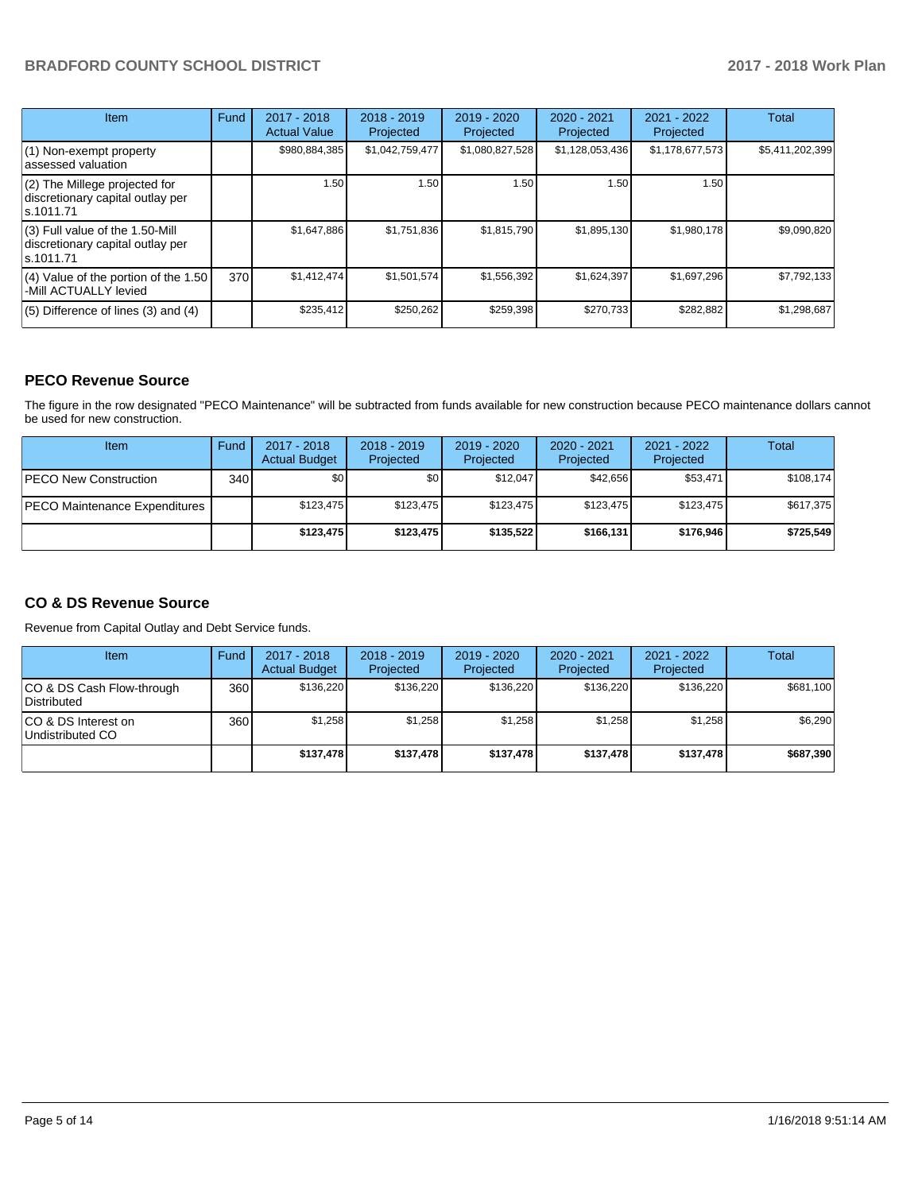| Item | Fund | 2017 - 2018 Actual Value | 2018 - 2019 Projected | 2019 - 2020 Projected | 2020 - 2021 Projected | 2021 - 2022 Projected | Total |
|---|---|---|---|---|---|---|---|
| (1) Non-exempt property assessed valuation | | $980,884,385 | $1,042,759,477 | $1,080,827,528 | $1,128,053,436 | $1,178,677,573 | $5,411,202,399 |
| (2) The Millege projected for discretionary capital outlay per s.1011.71 | | 1.50 | 1.50 | 1.50 | 1.50 | 1.50 | |
| (3) Full value of the 1.50-Mill discretionary capital outlay per s.1011.71 | | $1,647,886 | $1,751,836 | $1,815,790 | $1,895,130 | $1,980,178 | $9,090,820 |
| (4) Value of the portion of the 1.50 -Mill ACTUALLY levied | 370 | $1,412,474 | $1,501,574 | $1,556,392 | $1,624,397 | $1,697,296 | $7,792,133 |
| (5) Difference of lines (3) and (4) | | $235,412 | $250,262 | $259,398 | $270,733 | $282,882 | $1,298,687 |

## PECO Revenue Source

The figure in the row designated "PECO Maintenance" will be subtracted from funds available for new construction because PECO maintenance dollars cannot be used for new construction.

| Item | Fund | 2017 - 2018 Actual Budget | 2018 - 2019 Projected | 2019 - 2020 Projected | 2020 - 2021 Projected | 2021 - 2022 Projected | Total |
|---|---|---|---|---|---|---|---|
| PECO New Construction | 340 | $0 | $0 | $12,047 | $42,656 | $53,471 | $108,174 |
| PECO Maintenance Expenditures | | $123,475 | $123,475 | $123,475 | $123,475 | $123,475 | $617,375 |
| | | **$123,475** | **$123,475** | **$135,522** | **$166,131** | **$176,946** | **$725,549** |

## CO & DS Revenue Source

Revenue from Capital Outlay and Debt Service funds.

| Item | Fund | 2017 - 2018 Actual Budget | 2018 - 2019 Projected | 2019 - 2020 Projected | 2020 - 2021 Projected | 2021 - 2022 Projected | Total |
|---|---|---|---|---|---|---|---|
| CO & DS Cash Flow-through Distributed | 360 | $136,220 | $136,220 | $136,220 | $136,220 | $136,220 | $681,100 |
| CO & DS Interest on Undistributed CO | 360 | $1,258 | $1,258 | $1,258 | $1,258 | $1,258 | $6,290 |
| | | **$137,478** | **$137,478** | **$137,478** | **$137,478** | **$137,478** | **$687,390** |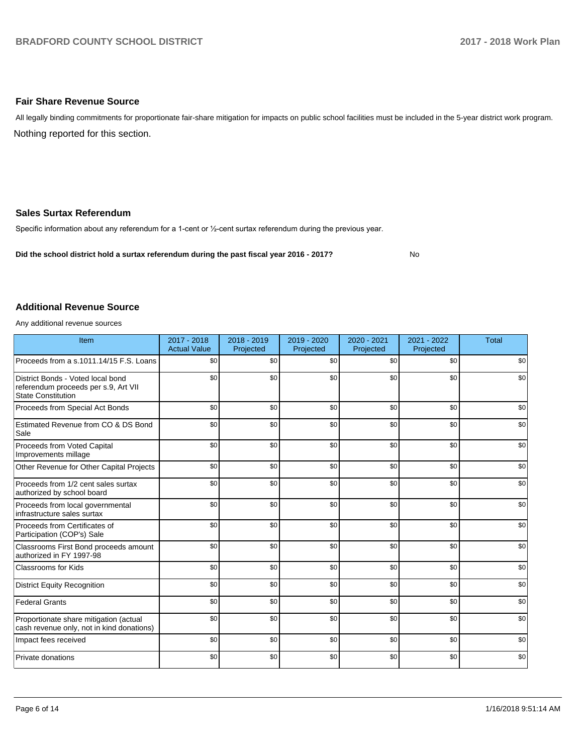## Fair Share Revenue Source

All legally binding commitments for proportionate fair-share mitigation for impacts on public school facilities must be included in the 5-year district work program.

Nothing reported for this section.

## Sales Surtax Referendum

Specific information about any referendum for a 1-cent or ½-cent surtax referendum during the previous year.

**Did the school district hold a surtax referendum during the past fiscal year 2016 - 2017?** No

## Additional Revenue Source

Any additional revenue sources

| Item | 2017 - 2018 Actual Value | 2018 - 2019 Projected | 2019 - 2020 Projected | 2020 - 2021 Projected | 2021 - 2022 Projected | Total |
|---|---|---|---|---|---|---|
| Proceeds from a s.1011.14/15 F.S. Loans | $0 | $0 | $0 | $0 | $0 | $0 |
| District Bonds - Voted local bond referendum proceeds per s.9, Art VII State Constitution | $0 | $0 | $0 | $0 | $0 | $0 |
| Proceeds from Special Act Bonds | $0 | $0 | $0 | $0 | $0 | $0 |
| Estimated Revenue from CO & DS Bond Sale | $0 | $0 | $0 | $0 | $0 | $0 |
| Proceeds from Voted Capital Improvements millage | $0 | $0 | $0 | $0 | $0 | $0 |
| Other Revenue for Other Capital Projects | $0 | $0 | $0 | $0 | $0 | $0 |
| Proceeds from 1/2 cent sales surtax authorized by school board | $0 | $0 | $0 | $0 | $0 | $0 |
| Proceeds from local governmental infrastructure sales surtax | $0 | $0 | $0 | $0 | $0 | $0 |
| Proceeds from Certificates of Participation (COP's) Sale | $0 | $0 | $0 | $0 | $0 | $0 |
| Classrooms First Bond proceeds amount authorized in FY 1997-98 | $0 | $0 | $0 | $0 | $0 | $0 |
| Classrooms for Kids | $0 | $0 | $0 | $0 | $0 | $0 |
| District Equity Recognition | $0 | $0 | $0 | $0 | $0 | $0 |
| Federal Grants | $0 | $0 | $0 | $0 | $0 | $0 |
| Proportionate share mitigation (actual cash revenue only, not in kind donations) | $0 | $0 | $0 | $0 | $0 | $0 |
| Impact fees received | $0 | $0 | $0 | $0 | $0 | $0 |
| Private donations | $0 | $0 | $0 | $0 | $0 | $0 |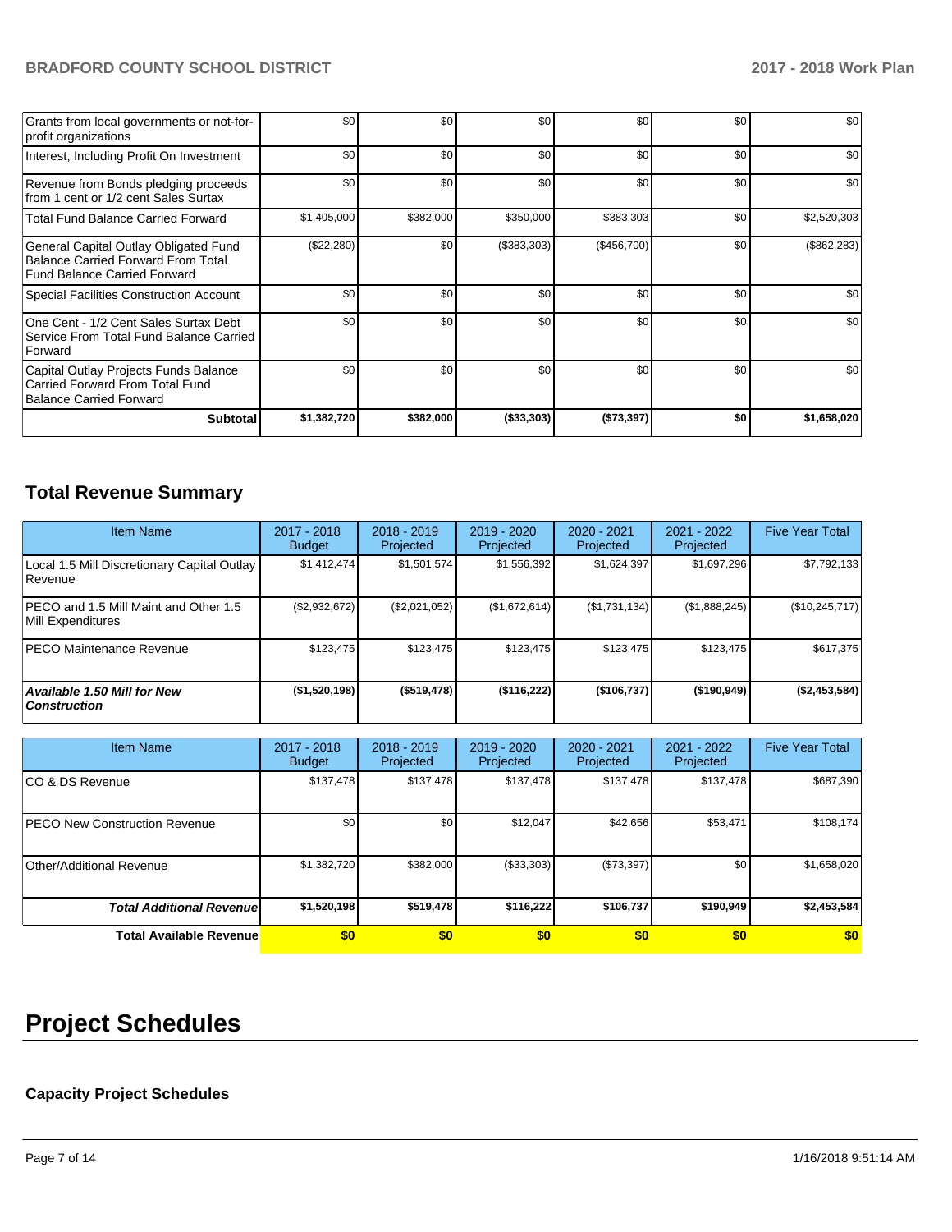| | | | | | | |
|---|---|---|---|---|---|---|
| Grants from local governments or not-for-profit organizations | $0 | $0 | $0 | $0 | $0 | $0 |
| Interest, Including Profit On Investment | $0 | $0 | $0 | $0 | $0 | $0 |
| Revenue from Bonds pledging proceeds from 1 cent or 1/2 cent Sales Surtax | $0 | $0 | $0 | $0 | $0 | $0 |
| Total Fund Balance Carried Forward | $1,405,000 | $382,000 | $350,000 | $383,303 | $0 | $2,520,303 |
| General Capital Outlay Obligated Fund Balance Carried Forward From Total Fund Balance Carried Forward | ($22,280) | $0 | ($383,303) | ($456,700) | $0 | ($862,283) |
| Special Facilities Construction Account | $0 | $0 | $0 | $0 | $0 | $0 |
| One Cent - 1/2 Cent Sales Surtax Debt Service From Total Fund Balance Carried Forward | $0 | $0 | $0 | $0 | $0 | $0 |
| Capital Outlay Projects Funds Balance Carried Forward From Total Fund Balance Carried Forward | $0 | $0 | $0 | $0 | $0 | $0 |
| **Subtotal** | **$1,382,720** | **$382,000** | **($33,303)** | **($73,397)** | **$0** | **$1,658,020** |

## Total Revenue Summary

| Item Name | 2017 - 2018 Budget | 2018 - 2019 Projected | 2019 - 2020 Projected | 2020 - 2021 Projected | 2021 - 2022 Projected | Five Year Total |
|---|---|---|---|---|---|---|
| Local 1.5 Mill Discretionary Capital Outlay Revenue | $1,412,474 | $1,501,574 | $1,556,392 | $1,624,397 | $1,697,296 | $7,792,133 |
| PECO and 1.5 Mill Maint and Other 1.5 Mill Expenditures | ($2,932,672) | ($2,021,052) | ($1,672,614) | ($1,731,134) | ($1,888,245) | ($10,245,717) |
| PECO Maintenance Revenue | $123,475 | $123,475 | $123,475 | $123,475 | $123,475 | $617,375 |
| ***Available 1.50 Mill for New Construction*** | **($1,520,198)** | **($519,478)** | **($116,222)** | **($106,737)** | **($190,949)** | **($2,453,584)** |

| Item Name | 2017 - 2018 Budget | 2018 - 2019 Projected | 2019 - 2020 Projected | 2020 - 2021 Projected | 2021 - 2022 Projected | Five Year Total |
|---|---|---|---|---|---|---|
| CO & DS Revenue | $137,478 | $137,478 | $137,478 | $137,478 | $137,478 | $687,390 |
| PECO New Construction Revenue | $0 | $0 | $12,047 | $42,656 | $53,471 | $108,174 |
| Other/Additional Revenue | $1,382,720 | $382,000 | ($33,303) | ($73,397) | $0 | $1,658,020 |
| ***Total Additional Revenue*** | **$1,520,198** | **$519,478** | **$116,222** | **$106,737** | **$190,949** | **$2,453,584** |
| **Total Available Revenue** | **$0** | **$0** | **$0** | **$0** | **$0** | **$0** |

# Project Schedules

### Capacity Project Schedules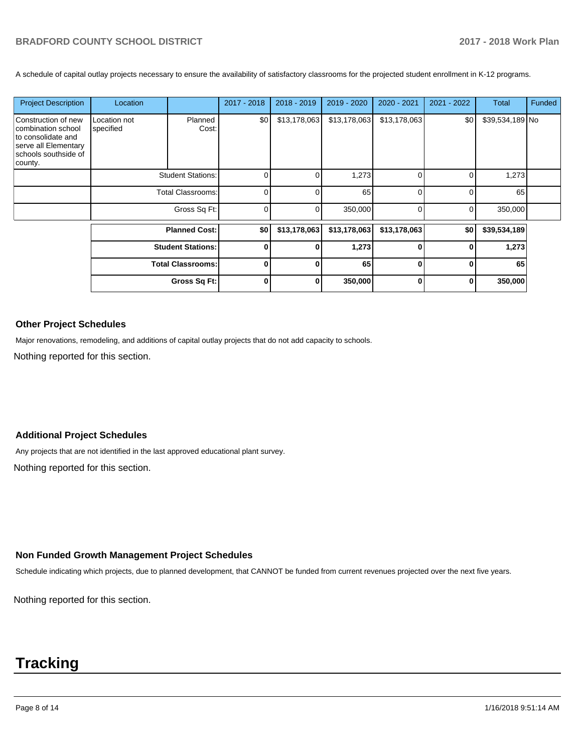A schedule of capital outlay projects necessary to ensure the availability of satisfactory classrooms for the projected student enrollment in K-12 programs.

| Project Description | Location | | 2017 - 2018 | 2018 - 2019 | 2019 - 2020 | 2020 - 2021 | 2021 - 2022 | Total | Funded |
|---|---|---|---|---|---|---|---|---|---|
| Construction of new combination school to consolidate and serve all Elementary schools southside of county. | Location not specified | Planned Cost: | $0 | $13,178,063 | $13,178,063 | $13,178,063 | $0 | $39,534,189 | No |
| | | Student Stations: | 0 | 0 | 1,273 | 0 | 0 | 1,273 | |
| | | Total Classrooms: | 0 | 0 | 65 | 0 | 0 | 65 | |
| | | Gross Sq Ft: | 0 | 0 | 350,000 | 0 | 0 | 350,000 | |
| | | **Planned Cost:** | **$0** | **$13,178,063** | **$13,178,063** | **$13,178,063** | **$0** | **$39,534,189** | |
| | | **Student Stations:** | **0** | **0** | **1,273** | **0** | **0** | **1,273** | |
| | | **Total Classrooms:** | **0** | **0** | **65** | **0** | **0** | **65** | |
| | | **Gross Sq Ft:** | **0** | **0** | **350,000** | **0** | **0** | **350,000** | |

### Other Project Schedules

Major renovations, remodeling, and additions of capital outlay projects that do not add capacity to schools.

Nothing reported for this section.

### Additional Project Schedules

Any projects that are not identified in the last approved educational plant survey.

Nothing reported for this section.

### Non Funded Growth Management Project Schedules

Schedule indicating which projects, due to planned development, that CANNOT be funded from current revenues projected over the next five years.

Nothing reported for this section.

# Tracking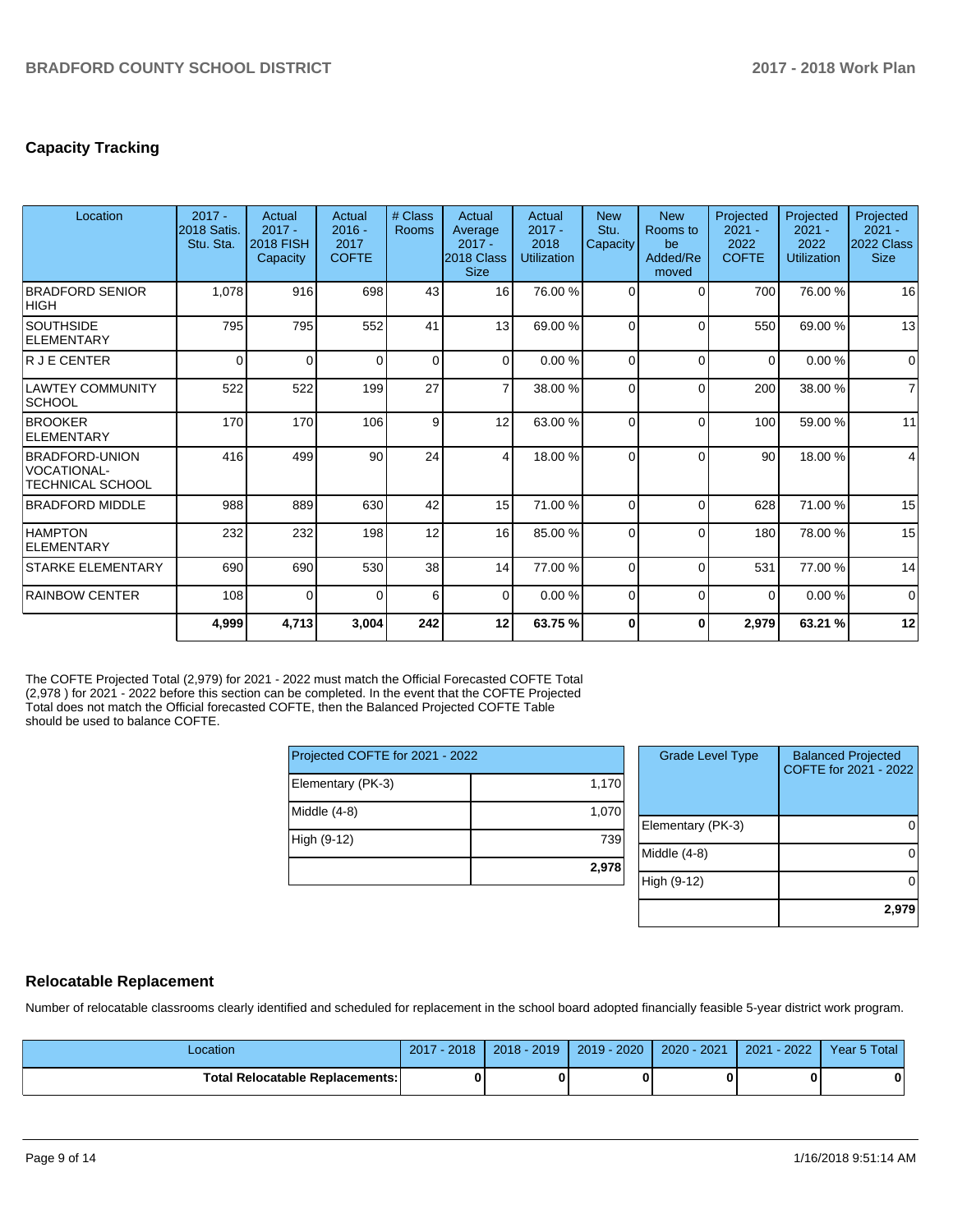## Capacity Tracking

| Location | 2017 - 2018 Satis. Stu. Sta. | Actual 2017 - 2018 FISH Capacity | Actual 2016 - 2017 COFTE | # Class Rooms | Actual Average 2017 - 2018 Class Size | Actual 2017 - 2018 Utilization | New Stu. Capacity | New Rooms to be Added/Removed | Projected 2021 - 2022 COFTE | Projected 2021 - 2022 Utilization | Projected 2021 - 2022 Class Size |
|---|---|---|---|---|---|---|---|---|---|---|---|
| BRADFORD SENIOR HIGH | 1,078 | 916 | 698 | 43 | 16 | 76.00 % | 0 | 0 | 700 | 76.00 % | 16 |
| SOUTHSIDE ELEMENTARY | 795 | 795 | 552 | 41 | 13 | 69.00 % | 0 | 0 | 550 | 69.00 % | 13 |
| R J E CENTER | 0 | 0 | 0 | 0 | 0 | 0.00 % | 0 | 0 | 0 | 0.00 % | 0 |
| LAWTEY COMMUNITY SCHOOL | 522 | 522 | 199 | 27 | 7 | 38.00 % | 0 | 0 | 200 | 38.00 % | 7 |
| BROOKER ELEMENTARY | 170 | 170 | 106 | 9 | 12 | 63.00 % | 0 | 0 | 100 | 59.00 % | 11 |
| BRADFORD-UNION VOCATIONAL-TECHNICAL SCHOOL | 416 | 499 | 90 | 24 | 4 | 18.00 % | 0 | 0 | 90 | 18.00 % | 4 |
| BRADFORD MIDDLE | 988 | 889 | 630 | 42 | 15 | 71.00 % | 0 | 0 | 628 | 71.00 % | 15 |
| HAMPTON ELEMENTARY | 232 | 232 | 198 | 12 | 16 | 85.00 % | 0 | 0 | 180 | 78.00 % | 15 |
| STARKE ELEMENTARY | 690 | 690 | 530 | 38 | 14 | 77.00 % | 0 | 0 | 531 | 77.00 % | 14 |
| RAINBOW CENTER | 108 | 0 | 0 | 6 | 0 | 0.00 % | 0 | 0 | 0 | 0.00 % | 0 |
| | **4,999** | **4,713** | **3,004** | **242** | **12** | **63.75 %** | **0** | **0** | **2,979** | **63.21 %** | **12** |

The COFTE Projected Total (2,979) for 2021 - 2022 must match the Official Forecasted COFTE Total (2,978 ) for 2021 - 2022 before this section can be completed. In the event that the COFTE Projected Total does not match the Official forecasted COFTE, then the Balanced Projected COFTE Table should be used to balance COFTE.

| Projected COFTE for 2021 - 2022 | |
|---|---|
| Elementary (PK-3) | 1,170 |
| Middle (4-8) | 1,070 |
| High (9-12) | 739 |
| | **2,978** |

| Grade Level Type | Balanced Projected COFTE for 2021 - 2022 |
|---|---|
| Elementary (PK-3) | 0 |
| Middle (4-8) | 0 |
| High (9-12) | 0 |
| | **2,979** |

## Relocatable Replacement

Number of relocatable classrooms clearly identified and scheduled for replacement in the school board adopted financially feasible 5-year district work program.

| Location | 2017 - 2018 | 2018 - 2019 | 2019 - 2020 | 2020 - 2021 | 2021 - 2022 | Year 5 Total |
|---|---|---|---|---|---|---|
| **Total Relocatable Replacements:** | **0** | **0** | **0** | **0** | **0** | **0** |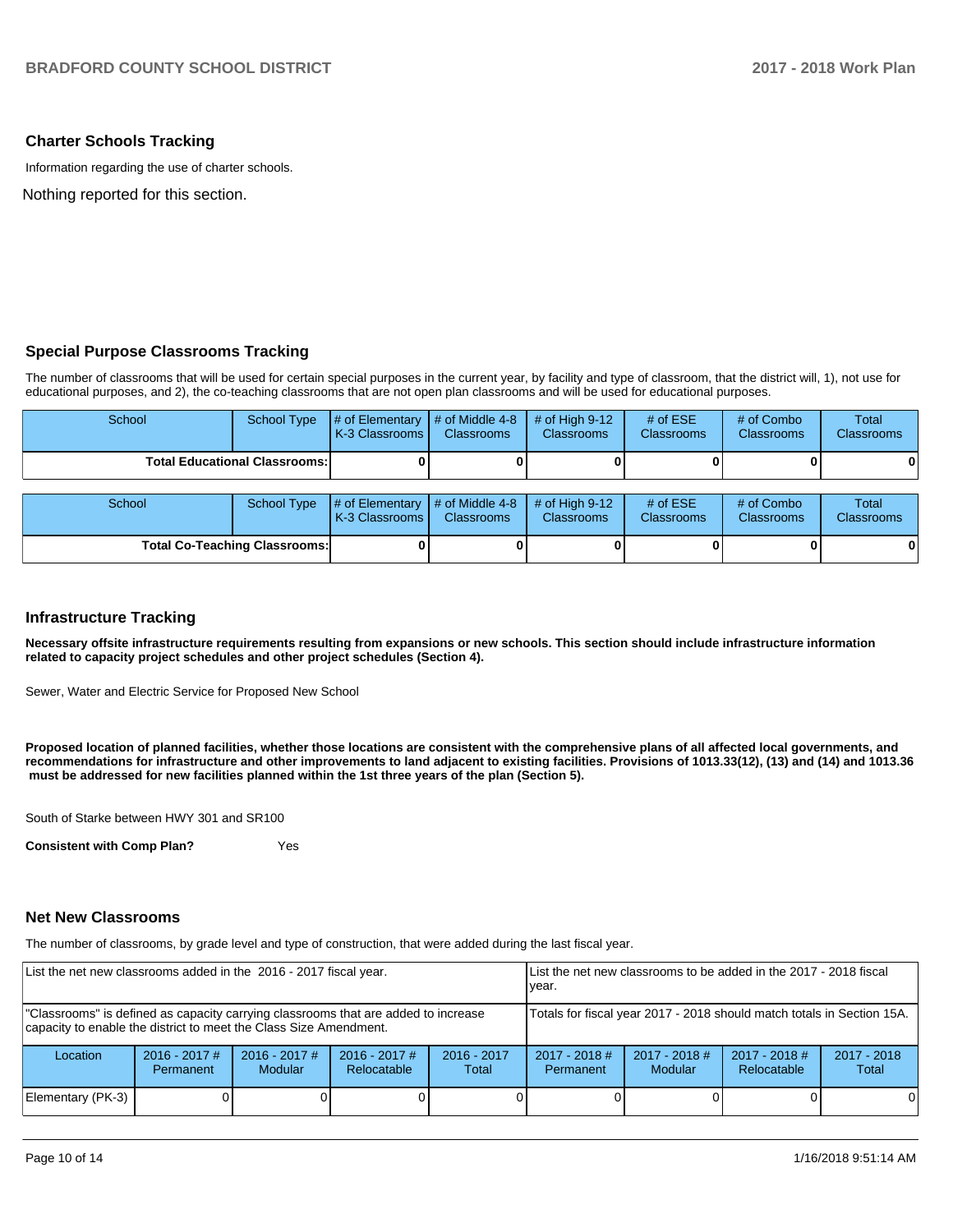## Charter Schools Tracking

Information regarding the use of charter schools.

Nothing reported for this section.

## Special Purpose Classrooms Tracking

The number of classrooms that will be used for certain special purposes in the current year, by facility and type of classroom, that the district will, 1), not use for educational purposes, and 2), the co-teaching classrooms that are not open plan classrooms and will be used for educational purposes.

| School | School Type | # of Elementary K-3 Classrooms | # of Middle 4-8 Classrooms | # of High 9-12 Classrooms | # of ESE Classrooms | # of Combo Classrooms | Total Classrooms |
|---|---|---|---|---|---|---|---|
| **Total Educational Classrooms:** | | **0** | **0** | **0** | **0** | **0** | **0** |

| School | School Type | # of Elementary K-3 Classrooms | # of Middle 4-8 Classrooms | # of High 9-12 Classrooms | # of ESE Classrooms | # of Combo Classrooms | Total Classrooms |
|---|---|---|---|---|---|---|---|
| **Total Co-Teaching Classrooms:** | | **0** | **0** | **0** | **0** | **0** | **0** |

## Infrastructure Tracking

**Necessary offsite infrastructure requirements resulting from expansions or new schools. This section should include infrastructure information related to capacity project schedules and other project schedules (Section 4).**

Sewer, Water and Electric Service for Proposed New School

**Proposed location of planned facilities, whether those locations are consistent with the comprehensive plans of all affected local governments, and recommendations for infrastructure and other improvements to land adjacent to existing facilities. Provisions of 1013.33(12), (13) and (14) and 1013.36 must be addressed for new facilities planned within the 1st three years of the plan (Section 5).**

South of Starke between HWY 301 and SR100

**Consistent with Comp Plan?** Yes

## Net New Classrooms

The number of classrooms, by grade level and type of construction, that were added during the last fiscal year.

| List the net new classrooms added in the 2016 - 2017 fiscal year. | | | | | List the net new classrooms to be added in the 2017 - 2018 fiscal year. | | | |
|---|---|---|---|---|---|---|---|---|
| "Classrooms" is defined as capacity carrying classrooms that are added to increase capacity to enable the district to meet the Class Size Amendment. | | | | | Totals for fiscal year 2017 - 2018 should match totals in Section 15A. | | | |
| Location | 2016 - 2017 # Permanent | 2016 - 2017 # Modular | 2016 - 2017 # Relocatable | 2016 - 2017 Total | 2017 - 2018 # Permanent | 2017 - 2018 # Modular | 2017 - 2018 # Relocatable | 2017 - 2018 Total |
| Elementary (PK-3) | 0 | 0 | 0 | 0 | 0 | 0 | 0 | 0 |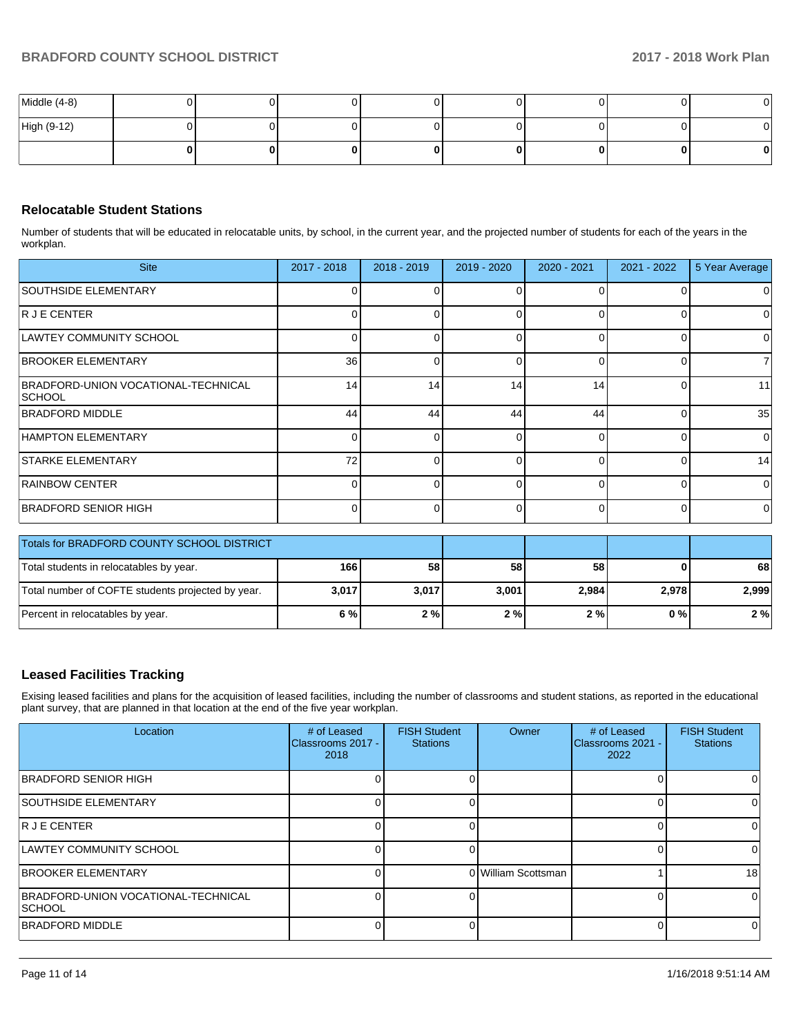| | | | | | | | | |
|---|---|---|---|---|---|---|---|---|
| Middle (4-8) | 0 | 0 | 0 | 0 | 0 | 0 | 0 | 0 |
| High (9-12) | 0 | 0 | 0 | 0 | 0 | 0 | 0 | 0 |
| | **0** | **0** | **0** | **0** | **0** | **0** | **0** | **0** |

### Relocatable Student Stations

Number of students that will be educated in relocatable units, by school, in the current year, and the projected number of students for each of the years in the workplan.

| Site | 2017 - 2018 | 2018 - 2019 | 2019 - 2020 | 2020 - 2021 | 2021 - 2022 | 5 Year Average |
|---|---|---|---|---|---|---|
| SOUTHSIDE ELEMENTARY | 0 | 0 | 0 | 0 | 0 | 0 |
| R J E CENTER | 0 | 0 | 0 | 0 | 0 | 0 |
| LAWTEY COMMUNITY SCHOOL | 0 | 0 | 0 | 0 | 0 | 0 |
| BROOKER ELEMENTARY | 36 | 0 | 0 | 0 | 0 | 7 |
| BRADFORD-UNION VOCATIONAL-TECHNICAL SCHOOL | 14 | 14 | 14 | 14 | 0 | 11 |
| BRADFORD MIDDLE | 44 | 44 | 44 | 44 | 0 | 35 |
| HAMPTON ELEMENTARY | 0 | 0 | 0 | 0 | 0 | 0 |
| STARKE ELEMENTARY | 72 | 0 | 0 | 0 | 0 | 14 |
| RAINBOW CENTER | 0 | 0 | 0 | 0 | 0 | 0 |
| BRADFORD SENIOR HIGH | 0 | 0 | 0 | 0 | 0 | 0 |

| Totals for BRADFORD COUNTY SCHOOL DISTRICT | | | | | | |
|---|---|---|---|---|---|---|
| Total students in relocatables by year. | **166** | **58** | **58** | **58** | **0** | **68** |
| Total number of COFTE students projected by year. | **3,017** | **3,017** | **3,001** | **2,984** | **2,978** | **2,999** |
| Percent in relocatables by year. | **6 %** | **2 %** | **2 %** | **2 %** | **0 %** | **2 %** |

### Leased Facilities Tracking

Exising leased facilities and plans for the acquisition of leased facilities, including the number of classrooms and student stations, as reported in the educational plant survey, that are planned in that location at the end of the five year workplan.

| Location | # of Leased Classrooms 2017 - 2018 | FISH Student Stations | Owner | # of Leased Classrooms 2021 - 2022 | FISH Student Stations |
|---|---|---|---|---|---|
| BRADFORD SENIOR HIGH | 0 | 0 | | 0 | 0 |
| SOUTHSIDE ELEMENTARY | 0 | 0 | | 0 | 0 |
| R J E CENTER | 0 | 0 | | 0 | 0 |
| LAWTEY COMMUNITY SCHOOL | 0 | 0 | | 0 | 0 |
| BROOKER ELEMENTARY | 0 | 0 | William Scottsman | 1 | 18 |
| BRADFORD-UNION VOCATIONAL-TECHNICAL SCHOOL | 0 | 0 | | 0 | 0 |
| BRADFORD MIDDLE | 0 | 0 | | 0 | 0 |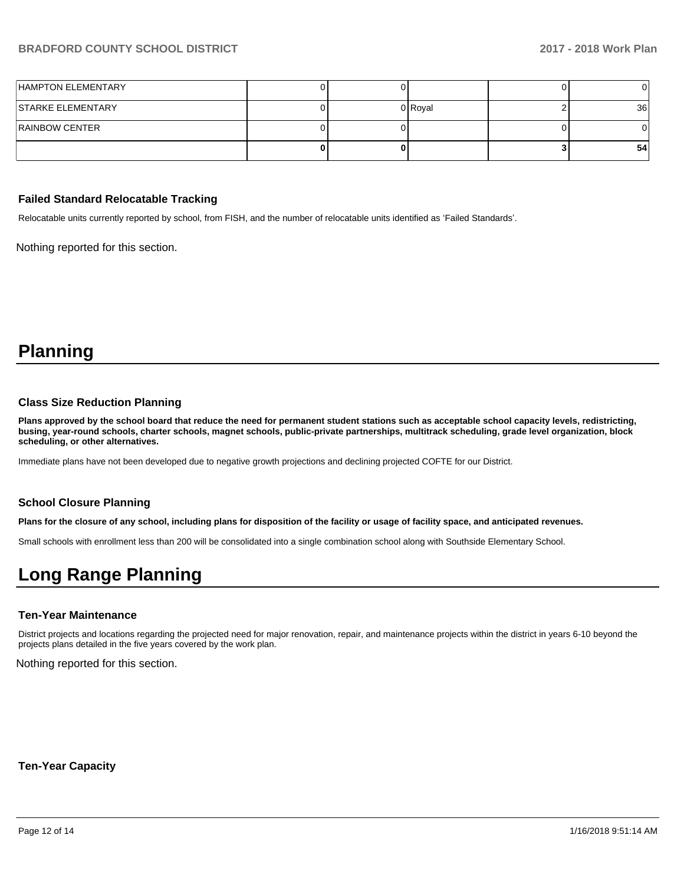| | | | | | |
|---|---|---|---|---|---|
| HAMPTON ELEMENTARY | 0 | 0 | | 0 | 0 |
| STARKE ELEMENTARY | 0 | 0 | Royal | 2 | 36 |
| RAINBOW CENTER | 0 | 0 | | 0 | 0 |
| | **0** | **0** | | **3** | **54** |

### Failed Standard Relocatable Tracking

Relocatable units currently reported by school, from FISH, and the number of relocatable units identified as 'Failed Standards'.

Nothing reported for this section.

# Planning

### Class Size Reduction Planning

**Plans approved by the school board that reduce the need for permanent student stations such as acceptable school capacity levels, redistricting, busing, year-round schools, charter schools, magnet schools, public-private partnerships, multitrack scheduling, grade level organization, block scheduling, or other alternatives.**

Immediate plans have not been developed due to negative growth projections and declining projected COFTE for our District.

### School Closure Planning

**Plans for the closure of any school, including plans for disposition of the facility or usage of facility space, and anticipated revenues.**

Small schools with enrollment less than 200 will be consolidated into a single combination school along with Southside Elementary School.

# Long Range Planning

### Ten-Year Maintenance

District projects and locations regarding the projected need for major renovation, repair, and maintenance projects within the district in years 6-10 beyond the projects plans detailed in the five years covered by the work plan.

Nothing reported for this section.

### Ten-Year Capacity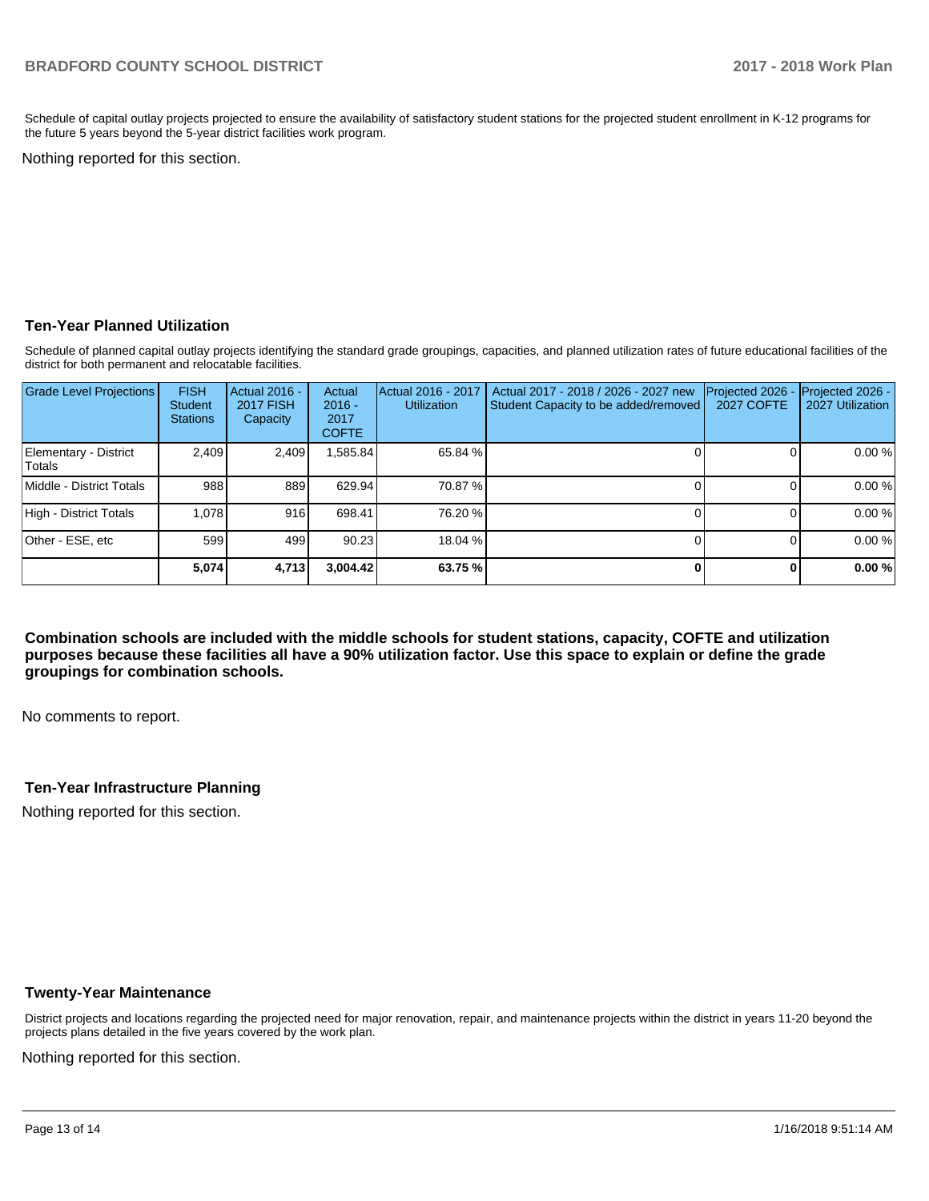Schedule of capital outlay projects projected to ensure the availability of satisfactory student stations for the projected student enrollment in K-12 programs for the future 5 years beyond the 5-year district facilities work program.

Nothing reported for this section.

### Ten-Year Planned Utilization

Schedule of planned capital outlay projects identifying the standard grade groupings, capacities, and planned utilization rates of future educational facilities of the district for both permanent and relocatable facilities.

| Grade Level Projections | FISH Student Stations | Actual 2016 - 2017 FISH Capacity | Actual 2016 - 2017 COFTE | Actual 2016 - 2017 Utilization | Actual 2017 - 2018 / 2026 - 2027 new Student Capacity to be added/removed | Projected 2026 - 2027 COFTE | Projected 2026 - 2027 Utilization |
|---|---|---|---|---|---|---|---|
| Elementary - District Totals | 2,409 | 2,409 | 1,585.84 | 65.84 % | 0 | 0 | 0.00 % |
| Middle - District Totals | 988 | 889 | 629.94 | 70.87 % | 0 | 0 | 0.00 % |
| High - District Totals | 1,078 | 916 | 698.41 | 76.20 % | 0 | 0 | 0.00 % |
| Other - ESE, etc | 599 | 499 | 90.23 | 18.04 % | 0 | 0 | 0.00 % |
| | **5,074** | **4,713** | **3,004.42** | **63.75 %** | **0** | **0** | **0.00 %** |

**Combination schools are included with the middle schools for student stations, capacity, COFTE and utilization purposes because these facilities all have a 90% utilization factor. Use this space to explain or define the grade groupings for combination schools.**

No comments to report.

### Ten-Year Infrastructure Planning

Nothing reported for this section.

### Twenty-Year Maintenance

District projects and locations regarding the projected need for major renovation, repair, and maintenance projects within the district in years 11-20 beyond the projects plans detailed in the five years covered by the work plan.

Nothing reported for this section.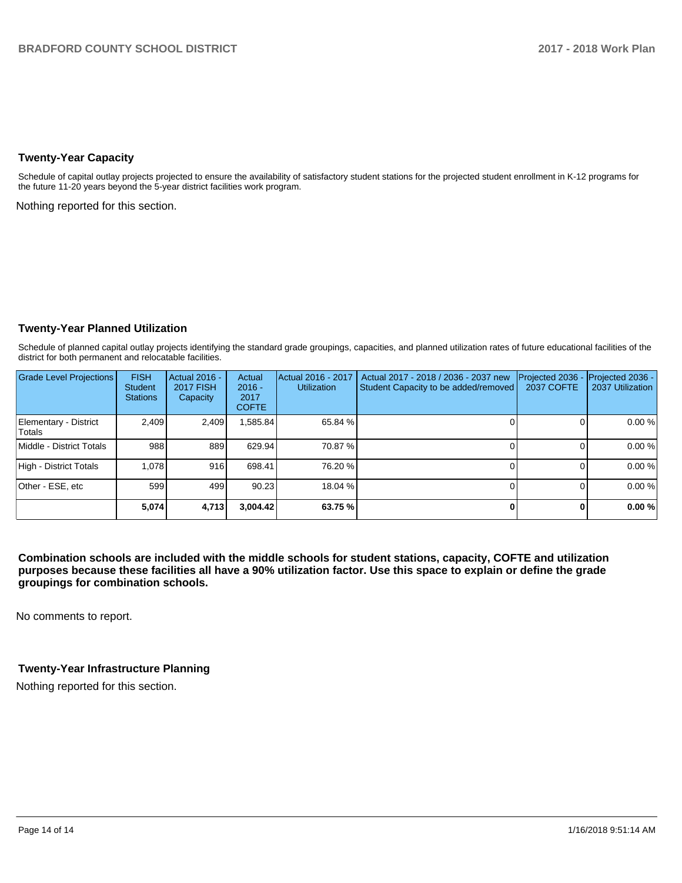## Twenty-Year Capacity

Schedule of capital outlay projects projected to ensure the availability of satisfactory student stations for the projected student enrollment in K-12 programs for the future 11-20 years beyond the 5-year district facilities work program.

Nothing reported for this section.

## Twenty-Year Planned Utilization

Schedule of planned capital outlay projects identifying the standard grade groupings, capacities, and planned utilization rates of future educational facilities of the district for both permanent and relocatable facilities.

| Grade Level Projections | FISH Student Stations | Actual 2016 - 2017 FISH Capacity | Actual 2016 - 2017 COFTE | Actual 2016 - 2017 Utilization | Actual 2017 - 2018 / 2036 - 2037 new Student Capacity to be added/removed | Projected 2036 - 2037 COFTE | Projected 2036 - 2037 Utilization |
|---|---|---|---|---|---|---|---|
| Elementary - District Totals | 2,409 | 2,409 | 1,585.84 | 65.84 % | 0 | 0 | 0.00 % |
| Middle - District Totals | 988 | 889 | 629.94 | 70.87 % | 0 | 0 | 0.00 % |
| High - District Totals | 1,078 | 916 | 698.41 | 76.20 % | 0 | 0 | 0.00 % |
| Other - ESE, etc | 599 | 499 | 90.23 | 18.04 % | 0 | 0 | 0.00 % |
| | **5,074** | **4,713** | **3,004.42** | **63.75 %** | **0** | **0** | **0.00 %** |

**Combination schools are included with the middle schools for student stations, capacity, COFTE and utilization purposes because these facilities all have a 90% utilization factor. Use this space to explain or define the grade groupings for combination schools.**

No comments to report.

## Twenty-Year Infrastructure Planning

Nothing reported for this section.